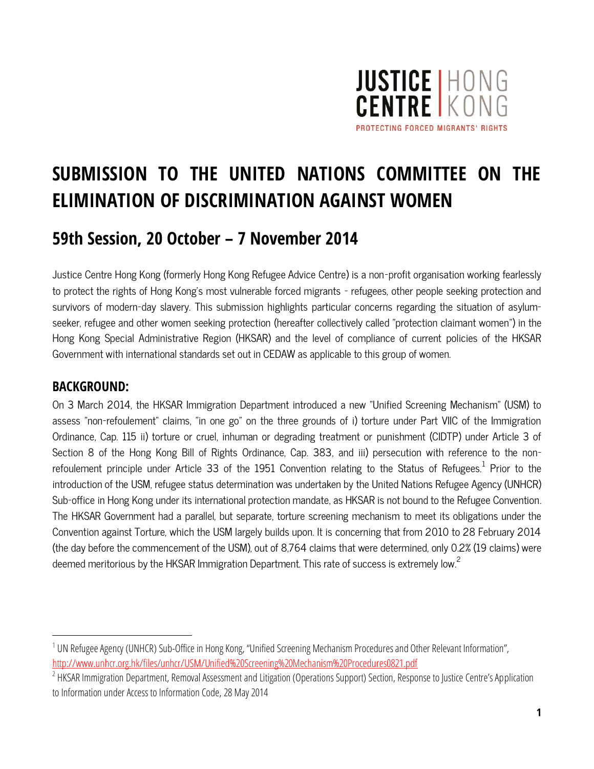JUSTICE CENTRE | HONG KONG

PROTECTING FORCED MIGRANTS' RIGHTS

# SUBMISSION TO THE UNITED NATIONS COMMITTEE ON THE ELIMINATION OF DISCRIMINATION AGAINST WOMEN

## 59th Session, 20 October – 7 November 2014

Justice Centre Hong Kong (formerly Hong Kong Refugee Advice Centre) is a non-profit organisation working fearlessly to protect the rights of Hong Kong's most vulnerable forced migrants - refugees, other people seeking protection and survivors of modern-day slavery. This submission highlights particular concerns regarding the situation of asylum-seeker, refugee and other women seeking protection (hereafter collectively called "protection claimant women") in the Hong Kong Special Administrative Region (HKSAR) and the level of compliance of current policies of the HKSAR Government with international standards set out in CEDAW as applicable to this group of women.

### BACKGROUND:

On 3 March 2014, the HKSAR Immigration Department introduced a new "Unified Screening Mechanism" (USM) to assess "non-refoulement" claims, "in one go" on the three grounds of i) torture under Part VIIC of the Immigration Ordinance, Cap. 115 ii) torture or cruel, inhuman or degrading treatment or punishment (CIDTP) under Article 3 of Section 8 of the Hong Kong Bill of Rights Ordinance, Cap. 383, and iii) persecution with reference to the non-refoulement principle under Article 33 of the 1951 Convention relating to the Status of Refugees.[1] Prior to the introduction of the USM, refugee status determination was undertaken by the United Nations Refugee Agency (UNHCR) Sub-office in Hong Kong under its international protection mandate, as HKSAR is not bound to the Refugee Convention. The HKSAR Government had a parallel, but separate, torture screening mechanism to meet its obligations under the Convention against Torture, which the USM largely builds upon. It is concerning that from 2010 to 28 February 2014 (the day before the commencement of the USM), out of 8,764 claims that were determined, only 0.2% (19 claims) were deemed meritorious by the HKSAR Immigration Department. This rate of success is extremely low.[2]

---

[1] UN Refugee Agency (UNHCR) Sub-Office in Hong Kong, "Unified Screening Mechanism Procedures and Other Relevant Information", http://www.unhcr.org.hk/files/unhcr/USM/Unified%20Screening%20Mechanism%20Procedures0821.pdf

[2] HKSAR Immigration Department, Removal Assessment and Litigation (Operations Support) Section, Response to Justice Centre's Application to Information under Access to Information Code, 28 May 2014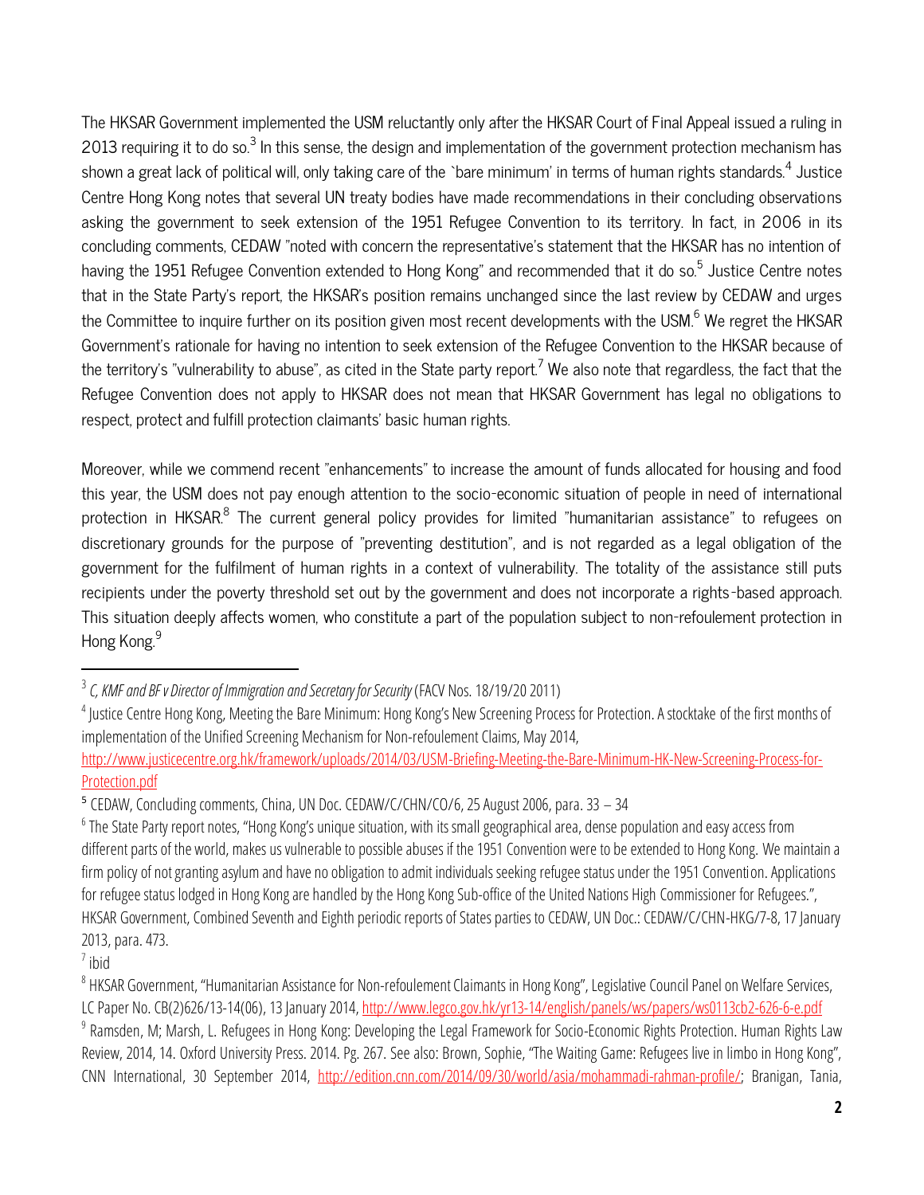The HKSAR Government implemented the USM reluctantly only after the HKSAR Court of Final Appeal issued a ruling in 2013 requiring it to do so.[3] In this sense, the design and implementation of the government protection mechanism has shown a great lack of political will, only taking care of the `bare minimum' in terms of human rights standards.[4] Justice Centre Hong Kong notes that several UN treaty bodies have made recommendations in their concluding observations asking the government to seek extension of the 1951 Refugee Convention to its territory. In fact, in 2006 in its concluding comments, CEDAW "noted with concern the representative's statement that the HKSAR has no intention of having the 1951 Refugee Convention extended to Hong Kong" and recommended that it do so.[5] Justice Centre notes that in the State Party's report, the HKSAR's position remains unchanged since the last review by CEDAW and urges the Committee to inquire further on its position given most recent developments with the USM.[6] We regret the HKSAR Government's rationale for having no intention to seek extension of the Refugee Convention to the HKSAR because of the territory's "vulnerability to abuse", as cited in the State party report.[7] We also note that regardless, the fact that the Refugee Convention does not apply to HKSAR does not mean that HKSAR Government has legal no obligations to respect, protect and fulfill protection claimants' basic human rights.

Moreover, while we commend recent "enhancements" to increase the amount of funds allocated for housing and food this year, the USM does not pay enough attention to the socio-economic situation of people in need of international protection in HKSAR.[8] The current general policy provides for limited "humanitarian assistance" to refugees on discretionary grounds for the purpose of "preventing destitution", and is not regarded as a legal obligation of the government for the fulfilment of human rights in a context of vulnerability. The totality of the assistance still puts recipients under the poverty threshold set out by the government and does not incorporate a rights-based approach. This situation deeply affects women, who constitute a part of the population subject to non-refoulement protection in Hong Kong.[9]

---

[3] *C, KMF and BF v Director of Immigration and Secretary for Security* (FACV Nos. 18/19/20 2011)

[4] Justice Centre Hong Kong, Meeting the Bare Minimum: Hong Kong's New Screening Process for Protection. A stocktake of the first months of implementation of the Unified Screening Mechanism for Non-refoulement Claims, May 2014, http://www.justicecentre.org.hk/framework/uploads/2014/03/USM-Briefing-Meeting-the-Bare-Minimum-HK-New-Screening-Process-for-Protection.pdf

[5] CEDAW, Concluding comments, China, UN Doc. CEDAW/C/CHN/CO/6, 25 August 2006, para. 33 – 34

[6] The State Party report notes, "Hong Kong's unique situation, with its small geographical area, dense population and easy access from different parts of the world, makes us vulnerable to possible abuses if the 1951 Convention were to be extended to Hong Kong. We maintain a firm policy of not granting asylum and have no obligation to admit individuals seeking refugee status under the 1951 Convention. Applications for refugee status lodged in Hong Kong are handled by the Hong Kong Sub-office of the United Nations High Commissioner for Refugees.", HKSAR Government, Combined Seventh and Eighth periodic reports of States parties to CEDAW, UN Doc.: CEDAW/C/CHN-HKG/7-8, 17 January 2013, para. 473.

[7] ibid

[8] HKSAR Government, "Humanitarian Assistance for Non-refoulement Claimants in Hong Kong", Legislative Council Panel on Welfare Services, LC Paper No. CB(2)626/13-14(06), 13 January 2014, http://www.legco.gov.hk/yr13-14/english/panels/ws/papers/ws0113cb2-626-6-e.pdf

[9] Ramsden, M; Marsh, L. Refugees in Hong Kong: Developing the Legal Framework for Socio-Economic Rights Protection. Human Rights Law Review, 2014, 14. Oxford University Press. 2014. Pg. 267. See also: Brown, Sophie, "The Waiting Game: Refugees live in limbo in Hong Kong", CNN International, 30 September 2014, http://edition.cnn.com/2014/09/30/world/asia/mohammadi-rahman-profile/; Branigan, Tania,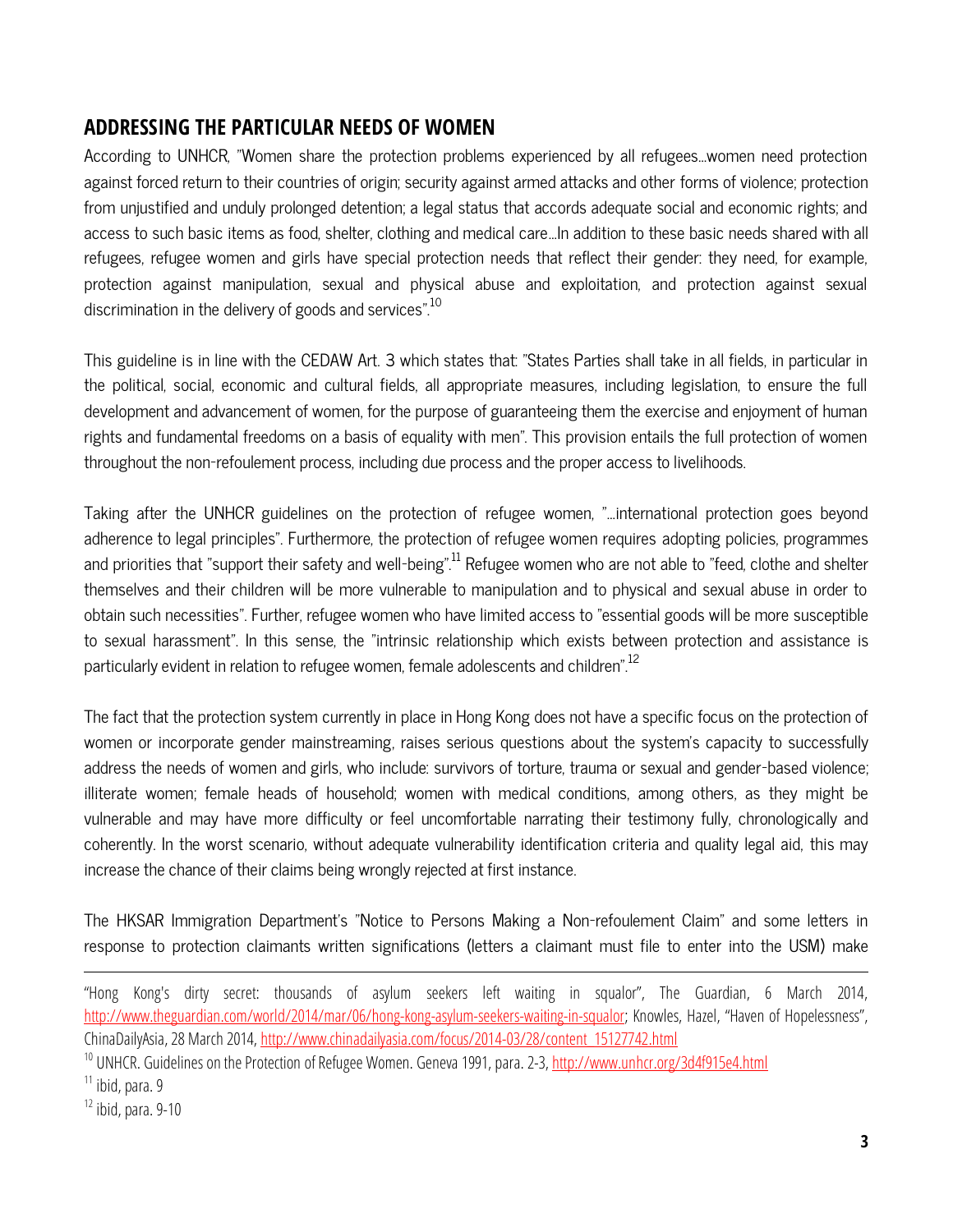## ADDRESSING THE PARTICULAR NEEDS OF WOMEN

According to UNHCR, "Women share the protection problems experienced by all refugees...women need protection against forced return to their countries of origin; security against armed attacks and other forms of violence; protection from unjustified and unduly prolonged detention; a legal status that accords adequate social and economic rights; and access to such basic items as food, shelter, clothing and medical care...In addition to these basic needs shared with all refugees, refugee women and girls have special protection needs that reflect their gender: they need, for example, protection against manipulation, sexual and physical abuse and exploitation, and protection against sexual discrimination in the delivery of goods and services".[10]

This guideline is in line with the CEDAW Art. 3 which states that: "States Parties shall take in all fields, in particular in the political, social, economic and cultural fields, all appropriate measures, including legislation, to ensure the full development and advancement of women, for the purpose of guaranteeing them the exercise and enjoyment of human rights and fundamental freedoms on a basis of equality with men". This provision entails the full protection of women throughout the non-refoulement process, including due process and the proper access to livelihoods.

Taking after the UNHCR guidelines on the protection of refugee women, "...international protection goes beyond adherence to legal principles". Furthermore, the protection of refugee women requires adopting policies, programmes and priorities that "support their safety and well-being".[11] Refugee women who are not able to "feed, clothe and shelter themselves and their children will be more vulnerable to manipulation and to physical and sexual abuse in order to obtain such necessities". Further, refugee women who have limited access to "essential goods will be more susceptible to sexual harassment". In this sense, the "intrinsic relationship which exists between protection and assistance is particularly evident in relation to refugee women, female adolescents and children".[12]

The fact that the protection system currently in place in Hong Kong does not have a specific focus on the protection of women or incorporate gender mainstreaming, raises serious questions about the system's capacity to successfully address the needs of women and girls, who include: survivors of torture, trauma or sexual and gender-based violence; illiterate women; female heads of household; women with medical conditions, among others, as they might be vulnerable and may have more difficulty or feel uncomfortable narrating their testimony fully, chronologically and coherently. In the worst scenario, without adequate vulnerability identification criteria and quality legal aid, this may increase the chance of their claims being wrongly rejected at first instance.

The HKSAR Immigration Department's "Notice to Persons Making a Non-refoulement Claim" and some letters in response to protection claimants written significations (letters a claimant must file to enter into the USM) make

---

"Hong Kong's dirty secret: thousands of asylum seekers left waiting in squalor", The Guardian, 6 March 2014, http://www.theguardian.com/world/2014/mar/06/hong-kong-asylum-seekers-waiting-in-squalor; Knowles, Hazel, "Haven of Hopelessness", ChinaDailyAsia, 28 March 2014, http://www.chinadailyasia.com/focus/2014-03/28/content_15127742.html

[10] UNHCR. Guidelines on the Protection of Refugee Women. Geneva 1991, para. 2-3, http://www.unhcr.org/3d4f915e4.html

[11] ibid, para. 9

[12] ibid, para. 9-10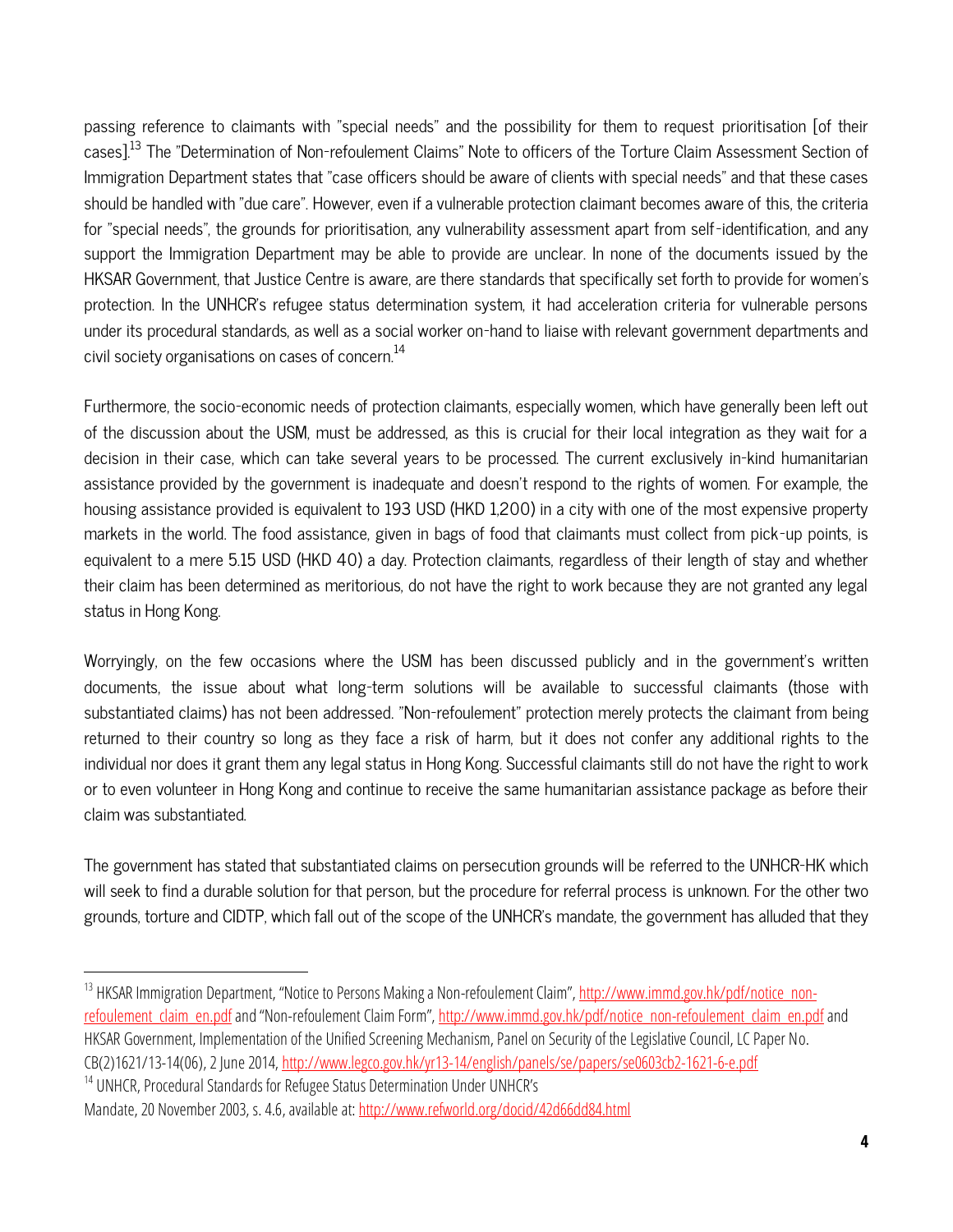passing reference to claimants with "special needs" and the possibility for them to request prioritisation [of their cases].[13] The "Determination of Non-refoulement Claims" Note to officers of the Torture Claim Assessment Section of Immigration Department states that "case officers should be aware of clients with special needs" and that these cases should be handled with "due care". However, even if a vulnerable protection claimant becomes aware of this, the criteria for "special needs", the grounds for prioritisation, any vulnerability assessment apart from self-identification, and any support the Immigration Department may be able to provide are unclear. In none of the documents issued by the HKSAR Government, that Justice Centre is aware, are there standards that specifically set forth to provide for women's protection. In the UNHCR's refugee status determination system, it had acceleration criteria for vulnerable persons under its procedural standards, as well as a social worker on-hand to liaise with relevant government departments and civil society organisations on cases of concern.[14]

Furthermore, the socio-economic needs of protection claimants, especially women, which have generally been left out of the discussion about the USM, must be addressed, as this is crucial for their local integration as they wait for a decision in their case, which can take several years to be processed. The current exclusively in-kind humanitarian assistance provided by the government is inadequate and doesn't respond to the rights of women. For example, the housing assistance provided is equivalent to 193 USD (HKD 1,200) in a city with one of the most expensive property markets in the world. The food assistance, given in bags of food that claimants must collect from pick-up points, is equivalent to a mere 5.15 USD (HKD 40) a day. Protection claimants, regardless of their length of stay and whether their claim has been determined as meritorious, do not have the right to work because they are not granted any legal status in Hong Kong.

Worryingly, on the few occasions where the USM has been discussed publicly and in the government's written documents, the issue about what long-term solutions will be available to successful claimants (those with substantiated claims) has not been addressed. "Non-refoulement" protection merely protects the claimant from being returned to their country so long as they face a risk of harm, but it does not confer any additional rights to the individual nor does it grant them any legal status in Hong Kong. Successful claimants still do not have the right to work or to even volunteer in Hong Kong and continue to receive the same humanitarian assistance package as before their claim was substantiated.

The government has stated that substantiated claims on persecution grounds will be referred to the UNHCR-HK which will seek to find a durable solution for that person, but the procedure for referral process is unknown. For the other two grounds, torture and CIDTP, which fall out of the scope of the UNHCR's mandate, the government has alluded that they

---

[13] HKSAR Immigration Department, "Notice to Persons Making a Non-refoulement Claim", http://www.immd.gov.hk/pdf/notice_non-refoulement_claim_en.pdf and "Non-refoulement Claim Form", http://www.immd.gov.hk/pdf/notice_non-refoulement_claim_en.pdf and HKSAR Government, Implementation of the Unified Screening Mechanism, Panel on Security of the Legislative Council, LC Paper No. CB(2)1621/13-14(06), 2 June 2014, http://www.legco.gov.hk/yr13-14/english/panels/se/papers/se0603cb2-1621-6-e.pdf

[14] UNHCR, Procedural Standards for Refugee Status Determination Under UNHCR's Mandate, 20 November 2003, s. 4.6, available at: http://www.refworld.org/docid/42d66dd84.html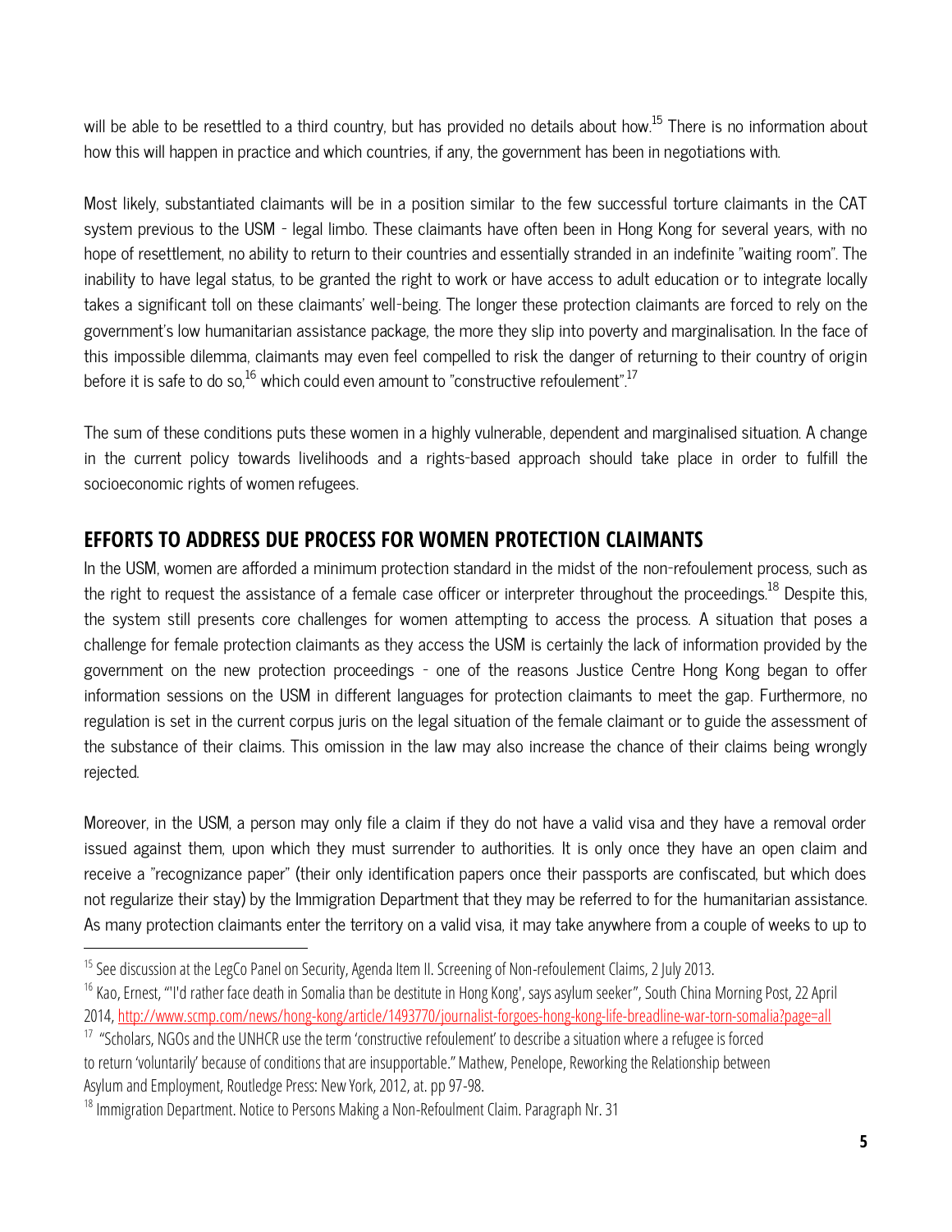will be able to be resettled to a third country, but has provided no details about how.[15] There is no information about how this will happen in practice and which countries, if any, the government has been in negotiations with.

Most likely, substantiated claimants will be in a position similar to the few successful torture claimants in the CAT system previous to the USM - legal limbo. These claimants have often been in Hong Kong for several years, with no hope of resettlement, no ability to return to their countries and essentially stranded in an indefinite "waiting room". The inability to have legal status, to be granted the right to work or have access to adult education or to integrate locally takes a significant toll on these claimants' well-being. The longer these protection claimants are forced to rely on the government's low humanitarian assistance package, the more they slip into poverty and marginalisation. In the face of this impossible dilemma, claimants may even feel compelled to risk the danger of returning to their country of origin before it is safe to do so,[16] which could even amount to "constructive refoulement".[17]

The sum of these conditions puts these women in a highly vulnerable, dependent and marginalised situation. A change in the current policy towards livelihoods and a rights-based approach should take place in order to fulfill the socioeconomic rights of women refugees.

## EFFORTS TO ADDRESS DUE PROCESS FOR WOMEN PROTECTION CLAIMANTS

In the USM, women are afforded a minimum protection standard in the midst of the non-refoulement process, such as the right to request the assistance of a female case officer or interpreter throughout the proceedings.[18] Despite this, the system still presents core challenges for women attempting to access the process. A situation that poses a challenge for female protection claimants as they access the USM is certainly the lack of information provided by the government on the new protection proceedings - one of the reasons Justice Centre Hong Kong began to offer information sessions on the USM in different languages for protection claimants to meet the gap. Furthermore, no regulation is set in the current corpus juris on the legal situation of the female claimant or to guide the assessment of the substance of their claims. This omission in the law may also increase the chance of their claims being wrongly rejected.

Moreover, in the USM, a person may only file a claim if they do not have a valid visa and they have a removal order issued against them, upon which they must surrender to authorities. It is only once they have an open claim and receive a "recognizance paper" (their only identification papers once their passports are confiscated, but which does not regularize their stay) by the Immigration Department that they may be referred to for the humanitarian assistance. As many protection claimants enter the territory on a valid visa, it may take anywhere from a couple of weeks to up to

---

[15] See discussion at the LegCo Panel on Security, Agenda Item II. Screening of Non-refoulement Claims, 2 July 2013.

[16] Kao, Ernest, "'I'd rather face death in Somalia than be destitute in Hong Kong', says asylum seeker", South China Morning Post, 22 April 2014, http://www.scmp.com/news/hong-kong/article/1493770/journalist-forgoes-hong-kong-life-breadline-war-torn-somalia?page=all

[17] "Scholars, NGOs and the UNHCR use the term 'constructive refoulement' to describe a situation where a refugee is forced to return 'voluntarily' because of conditions that are insupportable." Mathew, Penelope, Reworking the Relationship between Asylum and Employment, Routledge Press: New York, 2012, at. pp 97-98.

[18] Immigration Department. Notice to Persons Making a Non-Refoulment Claim. Paragraph Nr. 31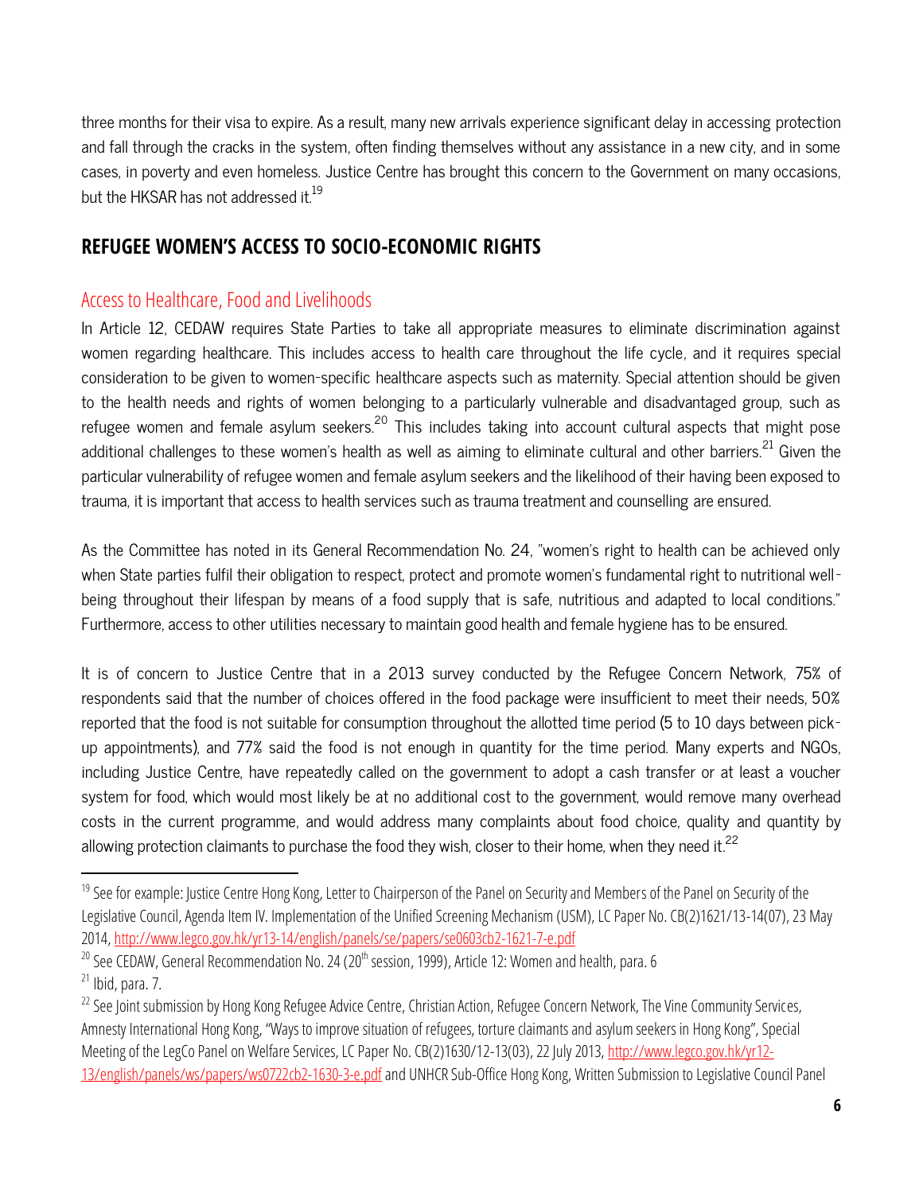three months for their visa to expire. As a result, many new arrivals experience significant delay in accessing protection and fall through the cracks in the system, often finding themselves without any assistance in a new city, and in some cases, in poverty and even homeless. Justice Centre has brought this concern to the Government on many occasions, but the HKSAR has not addressed it.[19]

## REFUGEE WOMEN'S ACCESS TO SOCIO-ECONOMIC RIGHTS

### Access to Healthcare, Food and Livelihoods

In Article 12, CEDAW requires State Parties to take all appropriate measures to eliminate discrimination against women regarding healthcare. This includes access to health care throughout the life cycle, and it requires special consideration to be given to women-specific healthcare aspects such as maternity. Special attention should be given to the health needs and rights of women belonging to a particularly vulnerable and disadvantaged group, such as refugee women and female asylum seekers.[20] This includes taking into account cultural aspects that might pose additional challenges to these women's health as well as aiming to eliminate cultural and other barriers.[21] Given the particular vulnerability of refugee women and female asylum seekers and the likelihood of their having been exposed to trauma, it is important that access to health services such as trauma treatment and counselling are ensured.

As the Committee has noted in its General Recommendation No. 24, "women's right to health can be achieved only when State parties fulfil their obligation to respect, protect and promote women's fundamental right to nutritional well-being throughout their lifespan by means of a food supply that is safe, nutritious and adapted to local conditions." Furthermore, access to other utilities necessary to maintain good health and female hygiene has to be ensured.

It is of concern to Justice Centre that in a 2013 survey conducted by the Refugee Concern Network, 75% of respondents said that the number of choices offered in the food package were insufficient to meet their needs, 50% reported that the food is not suitable for consumption throughout the allotted time period (5 to 10 days between pick-up appointments), and 77% said the food is not enough in quantity for the time period. Many experts and NGOs, including Justice Centre, have repeatedly called on the government to adopt a cash transfer or at least a voucher system for food, which would most likely be at no additional cost to the government, would remove many overhead costs in the current programme, and would address many complaints about food choice, quality and quantity by allowing protection claimants to purchase the food they wish, closer to their home, when they need it.[22]

---

[19] See for example: Justice Centre Hong Kong, Letter to Chairperson of the Panel on Security and Members of the Panel on Security of the Legislative Council, Agenda Item IV. Implementation of the Unified Screening Mechanism (USM), LC Paper No. CB(2)1621/13-14(07), 23 May 2014, http://www.legco.gov.hk/yr13-14/english/panels/se/papers/se0603cb2-1621-7-e.pdf

[20] See CEDAW, General Recommendation No. 24 (20th session, 1999), Article 12: Women and health, para. 6

[21] Ibid, para. 7.

[22] See Joint submission by Hong Kong Refugee Advice Centre, Christian Action, Refugee Concern Network, The Vine Community Services, Amnesty International Hong Kong, "Ways to improve situation of refugees, torture claimants and asylum seekers in Hong Kong", Special Meeting of the LegCo Panel on Welfare Services, LC Paper No. CB(2)1630/12-13(03), 22 July 2013, http://www.legco.gov.hk/yr12-13/english/panels/ws/papers/ws0722cb2-1630-3-e.pdf and UNHCR Sub-Office Hong Kong, Written Submission to Legislative Council Panel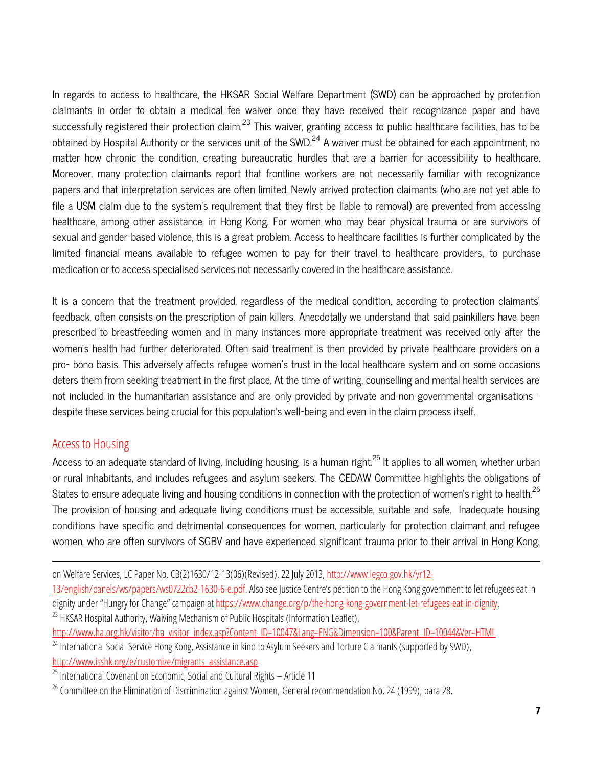In regards to access to healthcare, the HKSAR Social Welfare Department (SWD) can be approached by protection claimants in order to obtain a medical fee waiver once they have received their recognizance paper and have successfully registered their protection claim.[23] This waiver, granting access to public healthcare facilities, has to be obtained by Hospital Authority or the services unit of the SWD.[24] A waiver must be obtained for each appointment, no matter how chronic the condition, creating bureaucratic hurdles that are a barrier for accessibility to healthcare. Moreover, many protection claimants report that frontline workers are not necessarily familiar with recognizance papers and that interpretation services are often limited. Newly arrived protection claimants (who are not yet able to file a USM claim due to the system's requirement that they first be liable to removal) are prevented from accessing healthcare, among other assistance, in Hong Kong. For women who may bear physical trauma or are survivors of sexual and gender-based violence, this is a great problem. Access to healthcare facilities is further complicated by the limited financial means available to refugee women to pay for their travel to healthcare providers, to purchase medication or to access specialised services not necessarily covered in the healthcare assistance.

It is a concern that the treatment provided, regardless of the medical condition, according to protection claimants' feedback, often consists on the prescription of pain killers. Anecdotally we understand that said painkillers have been prescribed to breastfeeding women and in many instances more appropriate treatment was received only after the women's health had further deteriorated. Often said treatment is then provided by private healthcare providers on a pro- bono basis. This adversely affects refugee women's trust in the local healthcare system and on some occasions deters them from seeking treatment in the first place. At the time of writing, counselling and mental health services are not included in the humanitarian assistance and are only provided by private and non-governmental organisations - despite these services being crucial for this population's well-being and even in the claim process itself.

## Access to Housing

Access to an adequate standard of living, including housing, is a human right.[25] It applies to all women, whether urban or rural inhabitants, and includes refugees and asylum seekers. The CEDAW Committee highlights the obligations of States to ensure adequate living and housing conditions in connection with the protection of women's right to health.[26] The provision of housing and adequate living conditions must be accessible, suitable and safe. Inadequate housing conditions have specific and detrimental consequences for women, particularly for protection claimant and refugee women, who are often survivors of SGBV and have experienced significant trauma prior to their arrival in Hong Kong.

---

on Welfare Services, LC Paper No. CB(2)1630/12-13(06)(Revised), 22 July 2013, http://www.legco.gov.hk/yr12-13/english/panels/ws/papers/ws0722cb2-1630-6-e.pdf. Also see Justice Centre's petition to the Hong Kong government to let refugees eat in dignity under "Hungry for Change" campaign at https://www.change.org/p/the-hong-kong-government-let-refugees-eat-in-dignity.

[23] HKSAR Hospital Authority, Waiving Mechanism of Public Hospitals (Information Leaflet), http://www.ha.org.hk/visitor/ha_visitor_index.asp?Content_ID=10047&Lang=ENG&Dimension=100&Parent_ID=10044&Ver=HTML

[24] International Social Service Hong Kong, Assistance in kind to Asylum Seekers and Torture Claimants (supported by SWD), http://www.isshk.org/e/customize/migrants_assistance.asp

[25] International Covenant on Economic, Social and Cultural Rights – Article 11

[26] Committee on the Elimination of Discrimination against Women, General recommendation No. 24 (1999), para 28.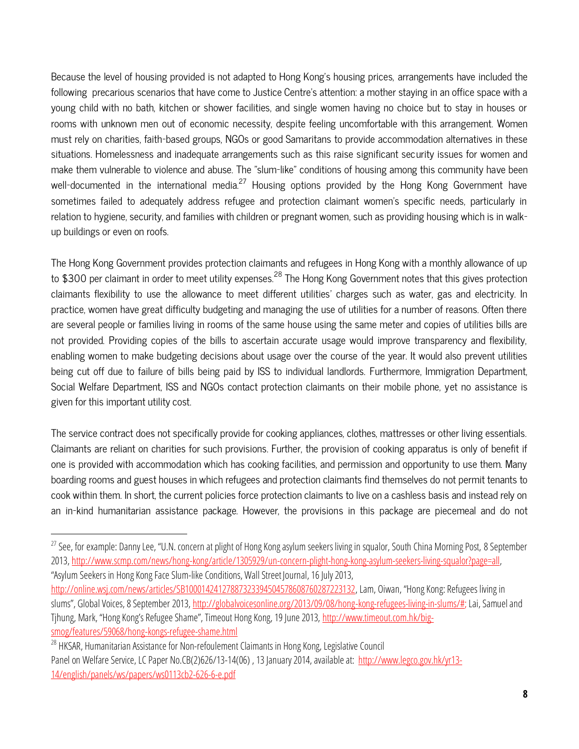Because the level of housing provided is not adapted to Hong Kong's housing prices, arrangements have included the following precarious scenarios that have come to Justice Centre's attention: a mother staying in an office space with a young child with no bath, kitchen or shower facilities, and single women having no choice but to stay in houses or rooms with unknown men out of economic necessity, despite feeling uncomfortable with this arrangement. Women must rely on charities, faith-based groups, NGOs or good Samaritans to provide accommodation alternatives in these situations. Homelessness and inadequate arrangements such as this raise significant security issues for women and make them vulnerable to violence and abuse. The "slum-like" conditions of housing among this community have been well-documented in the international media.[27] Housing options provided by the Hong Kong Government have sometimes failed to adequately address refugee and protection claimant women's specific needs, particularly in relation to hygiene, security, and families with children or pregnant women, such as providing housing which is in walk-up buildings or even on roofs.

The Hong Kong Government provides protection claimants and refugees in Hong Kong with a monthly allowance of up to $300 per claimant in order to meet utility expenses.[28] The Hong Kong Government notes that this gives protection claimants flexibility to use the allowance to meet different utilities' charges such as water, gas and electricity. In practice, women have great difficulty budgeting and managing the use of utilities for a number of reasons. Often there are several people or families living in rooms of the same house using the same meter and copies of utilities bills are not provided. Providing copies of the bills to ascertain accurate usage would improve transparency and flexibility, enabling women to make budgeting decisions about usage over the course of the year. It would also prevent utilities being cut off due to failure of bills being paid by ISS to individual landlords. Furthermore, Immigration Department, Social Welfare Department, ISS and NGOs contact protection claimants on their mobile phone, yet no assistance is given for this important utility cost.

The service contract does not specifically provide for cooking appliances, clothes, mattresses or other living essentials. Claimants are reliant on charities for such provisions. Further, the provision of cooking apparatus is only of benefit if one is provided with accommodation which has cooking facilities, and permission and opportunity to use them. Many boarding rooms and guest houses in which refugees and protection claimants find themselves do not permit tenants to cook within them. In short, the current policies force protection claimants to live on a cashless basis and instead rely on an in-kind humanitarian assistance package. However, the provisions in this package are piecemeal and do not

---

[27] See, for example: Danny Lee, "U.N. concern at plight of Hong Kong asylum seekers living in squalor, South China Morning Post, 8 September 2013, http://www.scmp.com/news/hong-kong/article/1305929/un-concern-plight-hong-kong-asylum-seekers-living-squalor?page=all, "Asylum Seekers in Hong Kong Face Slum-like Conditions, Wall Street Journal, 16 July 2013, http://online.wsj.com/news/articles/SB10001424127887323394504578608760287223132, Lam, Oiwan, "Hong Kong: Refugees living in slums", Global Voices, 8 September 2013, http://globalvoicesonline.org/2013/09/08/hong-kong-refugees-living-in-slums/#; Lai, Samuel and Tjhung, Mark, "Hong Kong's Refugee Shame", Timeout Hong Kong, 19 June 2013, http://www.timeout.com.hk/big-smog/features/59068/hong-kongs-refugee-shame.html

[28] HKSAR, Humanitarian Assistance for Non-refoulement Claimants in Hong Kong, Legislative Council Panel on Welfare Service, LC Paper No.CB(2)626/13-14(06) , 13 January 2014, available at: http://www.legco.gov.hk/yr13-14/english/panels/ws/papers/ws0113cb2-626-6-e.pdf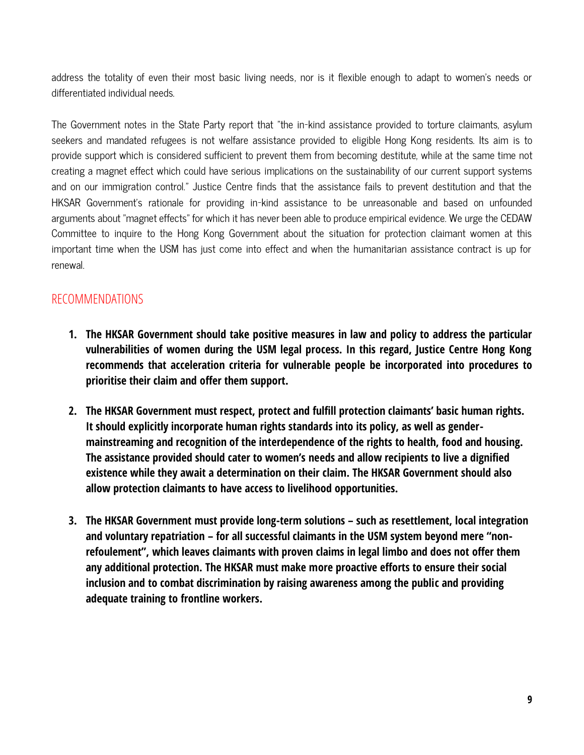address the totality of even their most basic living needs, nor is it flexible enough to adapt to women's needs or differentiated individual needs.

The Government notes in the State Party report that "the in-kind assistance provided to torture claimants, asylum seekers and mandated refugees is not welfare assistance provided to eligible Hong Kong residents. Its aim is to provide support which is considered sufficient to prevent them from becoming destitute, while at the same time not creating a magnet effect which could have serious implications on the sustainability of our current support systems and on our immigration control." Justice Centre finds that the assistance fails to prevent destitution and that the HKSAR Government's rationale for providing in-kind assistance to be unreasonable and based on unfounded arguments about "magnet effects" for which it has never been able to produce empirical evidence. We urge the CEDAW Committee to inquire to the Hong Kong Government about the situation for protection claimant women at this important time when the USM has just come into effect and when the humanitarian assistance contract is up for renewal.

## RECOMMENDATIONS

1. **The HKSAR Government should take positive measures in law and policy to address the particular vulnerabilities of women during the USM legal process. In this regard, Justice Centre Hong Kong recommends that acceleration criteria for vulnerable people be incorporated into procedures to prioritise their claim and offer them support.**

2. **The HKSAR Government must respect, protect and fulfill protection claimants' basic human rights. It should explicitly incorporate human rights standards into its policy, as well as gender-mainstreaming and recognition of the interdependence of the rights to health, food and housing. The assistance provided should cater to women's needs and allow recipients to live a dignified existence while they await a determination on their claim. The HKSAR Government should also allow protection claimants to have access to livelihood opportunities.**

3. **The HKSAR Government must provide long-term solutions – such as resettlement, local integration and voluntary repatriation – for all successful claimants in the USM system beyond mere "non-refoulement", which leaves claimants with proven claims in legal limbo and does not offer them any additional protection. The HKSAR must make more proactive efforts to ensure their social inclusion and to combat discrimination by raising awareness among the public and providing adequate training to frontline workers.**